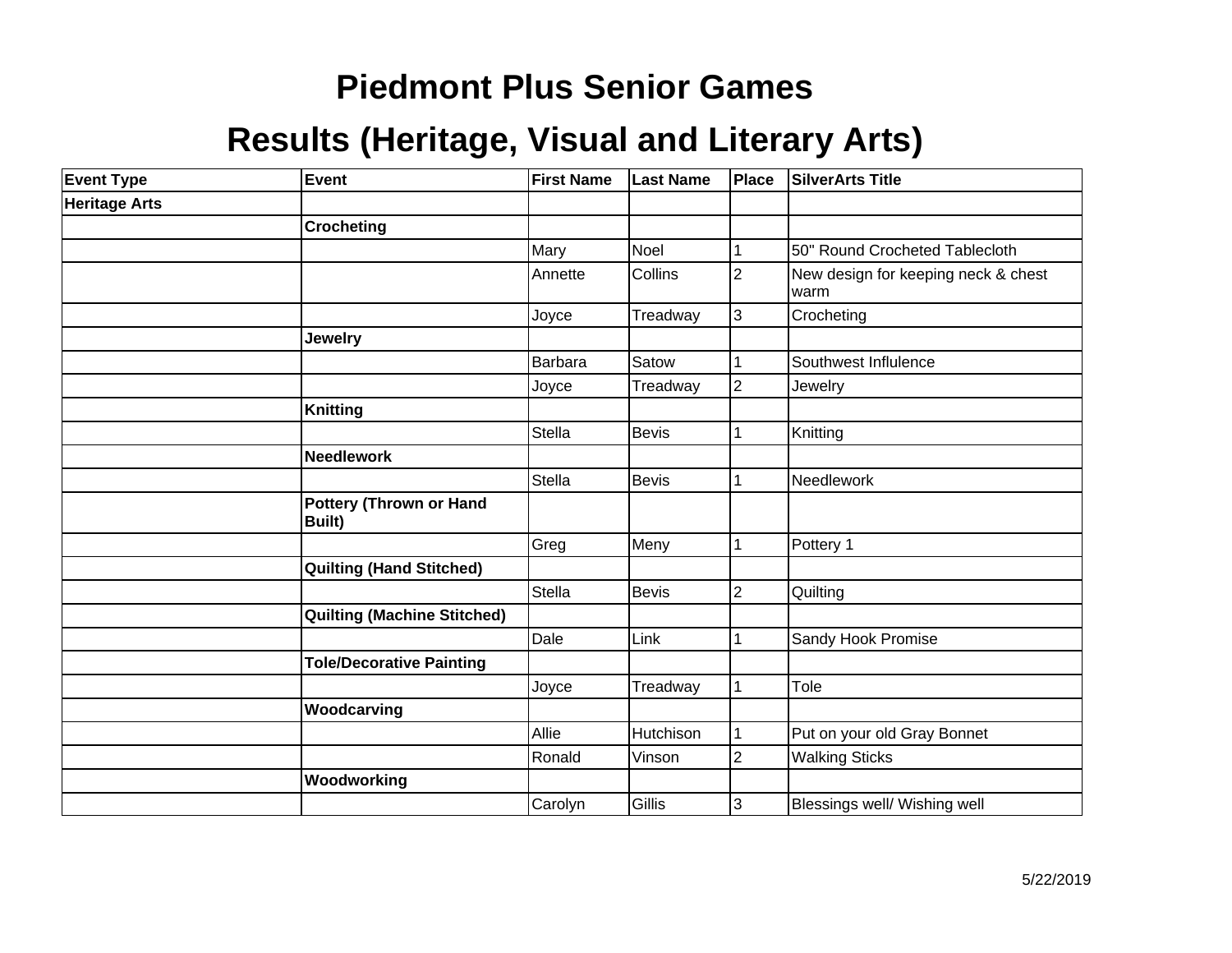# Piedmont Plus Senior Games

## Results (Heritage, Visual and Literary Arts)

| Event Type | Event | First Name | Last Name | Place | SilverArts Title |
|---|---|---|---|---|---|
| **Heritage Arts** | | | | | |
| | **Crocheting** | | | | |
| | | Mary | Noel | 1 | 50" Round Crocheted Tablecloth |
| | | Annette | Collins | 2 | New design for keeping neck & chest warm |
| | | Joyce | Treadway | 3 | Crocheting |
| | **Jewelry** | | | | |
| | | Barbara | Satow | 1 | Southwest Influlence |
| | | Joyce | Treadway | 2 | Jewelry |
| | **Knitting** | | | | |
| | | Stella | Bevis | 1 | Knitting |
| | **Needlework** | | | | |
| | | Stella | Bevis | 1 | Needlework |
| | **Pottery (Thrown or Hand Built)** | | | | |
| | | Greg | Meny | 1 | Pottery 1 |
| | **Quilting (Hand Stitched)** | | | | |
| | | Stella | Bevis | 2 | Quilting |
| | **Quilting (Machine Stitched)** | | | | |
| | | Dale | Link | 1 | Sandy Hook Promise |
| | **Tole/Decorative Painting** | | | | |
| | | Joyce | Treadway | 1 | Tole |
| | **Woodcarving** | | | | |
| | | Allie | Hutchison | 1 | Put on your old Gray Bonnet |
| | | Ronald | Vinson | 2 | Walking Sticks |
| | **Woodworking** | | | | |
| | | Carolyn | Gillis | 3 | Blessings well/ Wishing well |

5/22/2019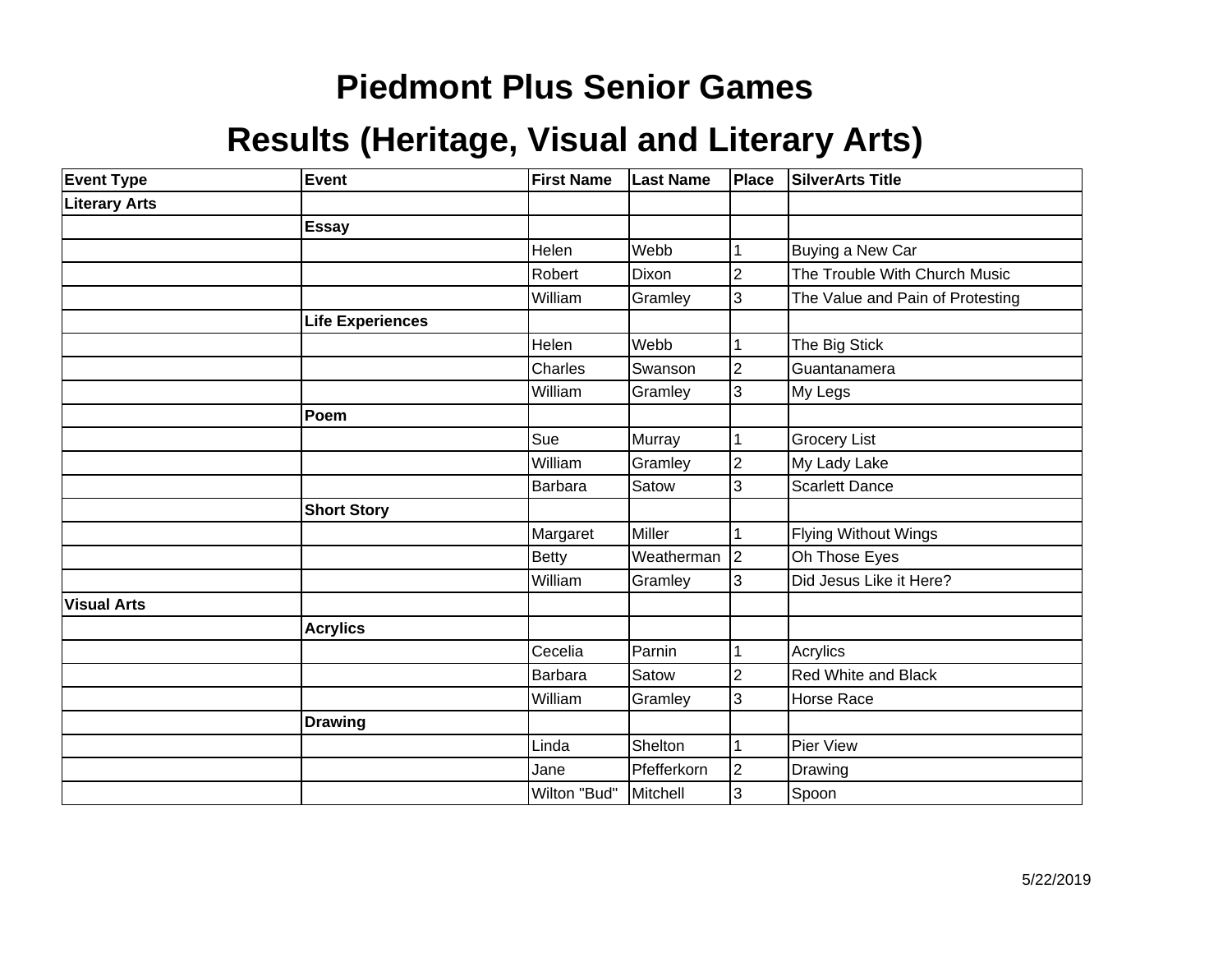# Piedmont Plus Senior Games

## Results (Heritage, Visual and Literary Arts)

| Event Type | Event | First Name | Last Name | Place | SilverArts Title |
|---|---|---|---|---|---|
| **Literary Arts** | | | | | |
| | **Essay** | | | | |
| | | Helen | Webb | 1 | Buying a New Car |
| | | Robert | Dixon | 2 | The Trouble With Church Music |
| | | William | Gramley | 3 | The Value and Pain of Protesting |
| | **Life Experiences** | | | | |
| | | Helen | Webb | 1 | The Big Stick |
| | | Charles | Swanson | 2 | Guantanamera |
| | | William | Gramley | 3 | My Legs |
| | **Poem** | | | | |
| | | Sue | Murray | 1 | Grocery List |
| | | William | Gramley | 2 | My Lady Lake |
| | | Barbara | Satow | 3 | Scarlett Dance |
| | **Short Story** | | | | |
| | | Margaret | Miller | 1 | Flying Without Wings |
| | | Betty | Weatherman | 2 | Oh Those Eyes |
| | | William | Gramley | 3 | Did Jesus Like it Here? |
| **Visual Arts** | | | | | |
| | **Acrylics** | | | | |
| | | Cecelia | Parnin | 1 | Acrylics |
| | | Barbara | Satow | 2 | Red White and Black |
| | | William | Gramley | 3 | Horse Race |
| | **Drawing** | | | | |
| | | Linda | Shelton | 1 | Pier View |
| | | Jane | Pfefferkorn | 2 | Drawing |
| | | Wilton "Bud" | Mitchell | 3 | Spoon |

5/22/2019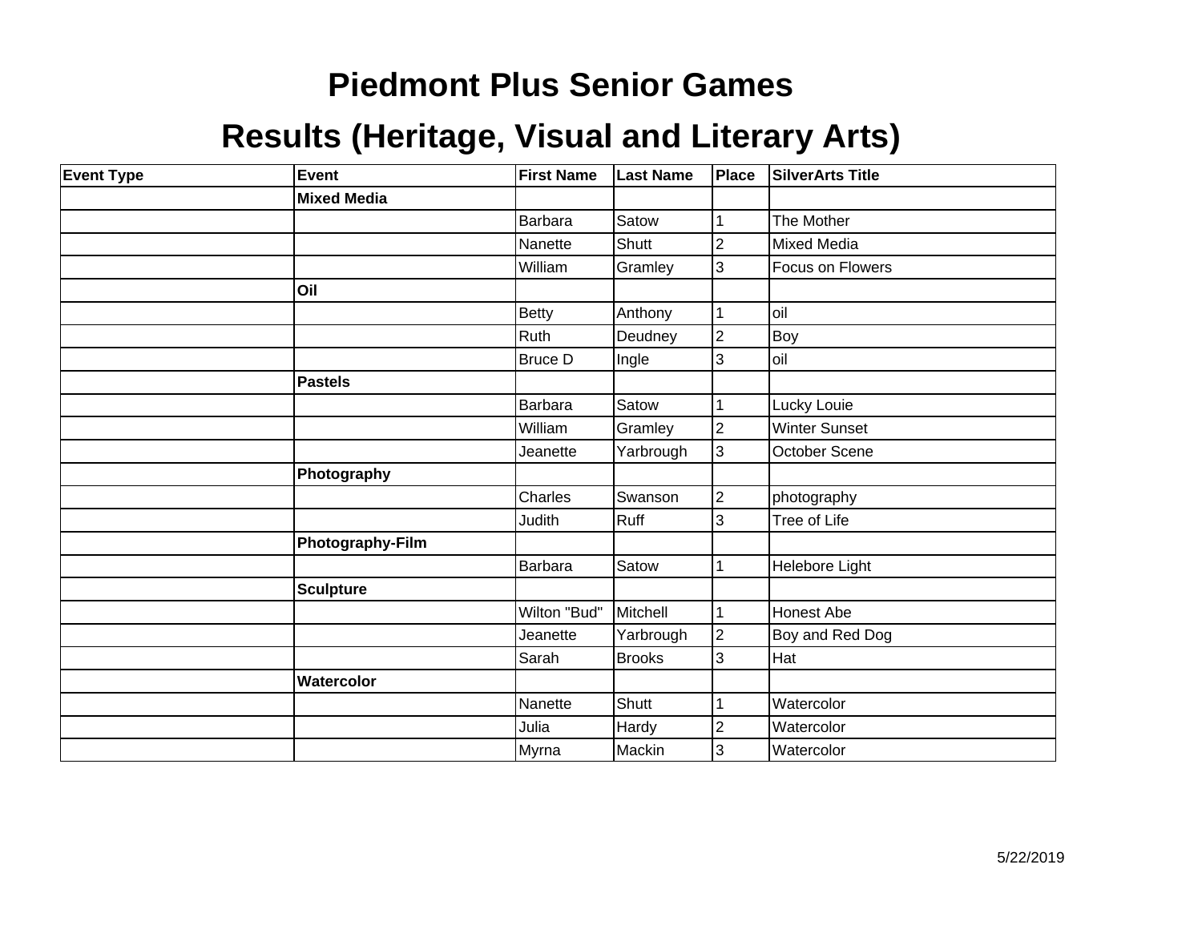# Piedmont Plus Senior Games

## Results (Heritage, Visual and Literary Arts)

| Event Type | Event | First Name | Last Name | Place | SilverArts Title |
|---|---|---|---|---|---|
| | **Mixed Media** | | | | |
| | | Barbara | Satow | 1 | The Mother |
| | | Nanette | Shutt | 2 | Mixed Media |
| | | William | Gramley | 3 | Focus on Flowers |
| | **Oil** | | | | |
| | | Betty | Anthony | 1 | oil |
| | | Ruth | Deudney | 2 | Boy |
| | | Bruce D | Ingle | 3 | oil |
| | **Pastels** | | | | |
| | | Barbara | Satow | 1 | Lucky Louie |
| | | William | Gramley | 2 | Winter Sunset |
| | | Jeanette | Yarbrough | 3 | October Scene |
| | **Photography** | | | | |
| | | Charles | Swanson | 2 | photography |
| | | Judith | Ruff | 3 | Tree of Life |
| | **Photography-Film** | | | | |
| | | Barbara | Satow | 1 | Helebore Light |
| | **Sculpture** | | | | |
| | | Wilton "Bud" | Mitchell | 1 | Honest Abe |
| | | Jeanette | Yarbrough | 2 | Boy and Red Dog |
| | | Sarah | Brooks | 3 | Hat |
| | **Watercolor** | | | | |
| | | Nanette | Shutt | 1 | Watercolor |
| | | Julia | Hardy | 2 | Watercolor |
| | | Myrna | Mackin | 3 | Watercolor |

5/22/2019